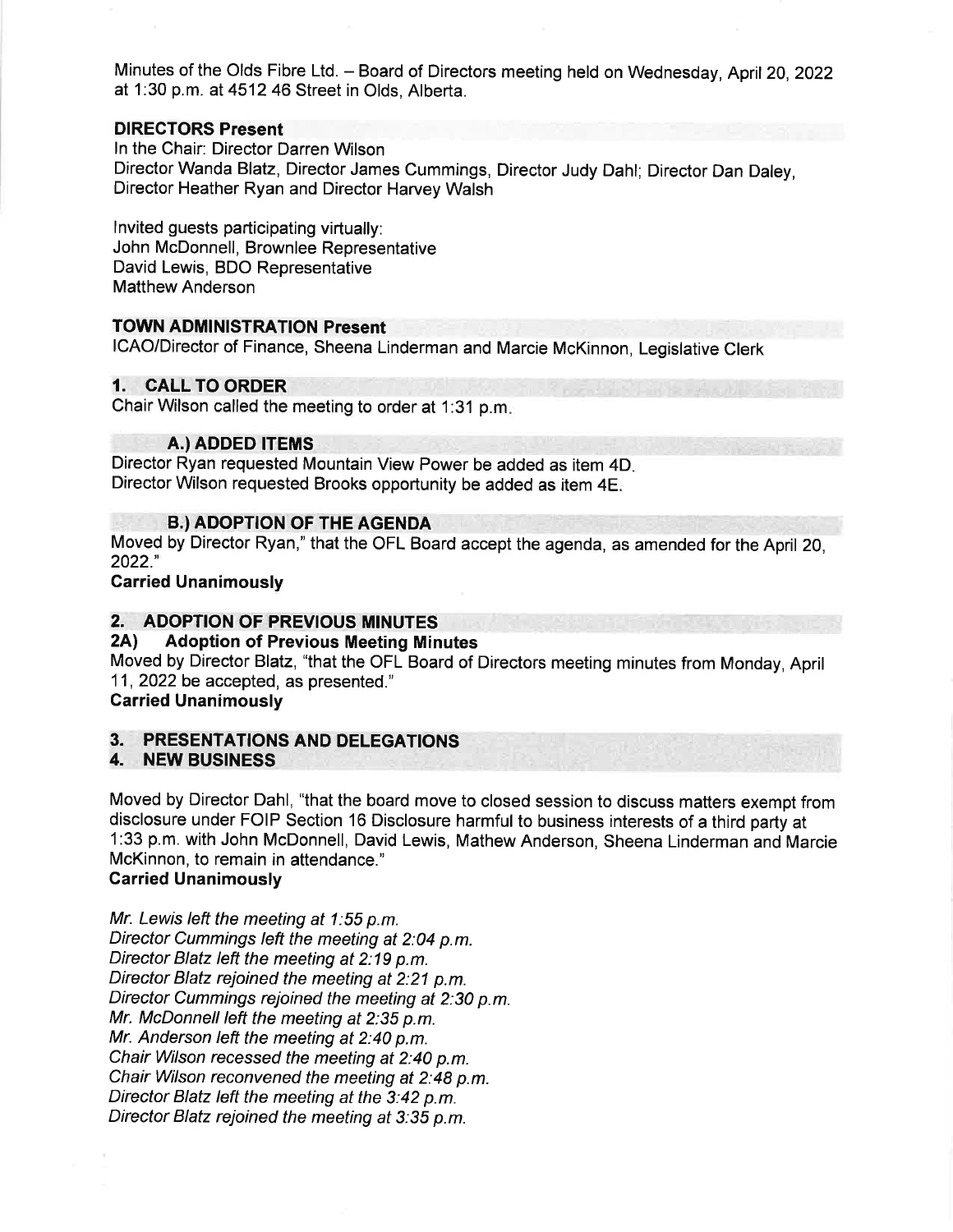Minutes of the Olds Fibre Ltd. – Board of Directors meeting held on Wednesday, April 20, 2022 at 1:30 p.m. at 4512 46 Street in Olds, Alberta.

## DIRECTORS Present

In the Chair: Director Darren Wilson
Director Wanda Blatz, Director James Cummings, Director Judy Dahl; Director Dan Daley, Director Heather Ryan and Director Harvey Walsh

Invited guests participating virtually:
John McDonnell, Brownlee Representative
David Lewis, BDO Representative
Matthew Anderson

## TOWN ADMINISTRATION Present

ICAO/Director of Finance, Sheena Linderman and Marcie McKinnon, Legislative Clerk

## 1. CALL TO ORDER

Chair Wilson called the meeting to order at 1:31 p.m.

### A.) ADDED ITEMS

Director Ryan requested Mountain View Power be added as item 4D.
Director Wilson requested Brooks opportunity be added as item 4E.

### B.) ADOPTION OF THE AGENDA

Moved by Director Ryan," that the OFL Board accept the agenda, as amended for the April 20, 2022."

**Carried Unanimously**

## 2. ADOPTION OF PREVIOUS MINUTES

### 2A) Adoption of Previous Meeting Minutes

Moved by Director Blatz, "that the OFL Board of Directors meeting minutes from Monday, April 11, 2022 be accepted, as presented."

**Carried Unanimously**

## 3. PRESENTATIONS AND DELEGATIONS

## 4. NEW BUSINESS

Moved by Director Dahl, "that the board move to closed session to discuss matters exempt from disclosure under FOIP Section 16 Disclosure harmful to business interests of a third party at 1:33 p.m. with John McDonnell, David Lewis, Mathew Anderson, Sheena Linderman and Marcie McKinnon, to remain in attendance."

**Carried Unanimously**

*Mr. Lewis left the meeting at 1:55 p.m.*
*Director Cummings left the meeting at 2:04 p.m.*
*Director Blatz left the meeting at 2:19 p.m.*
*Director Blatz rejoined the meeting at 2:21 p.m.*
*Director Cummings rejoined the meeting at 2:30 p.m.*
*Mr. McDonnell left the meeting at 2:35 p.m.*
*Mr. Anderson left the meeting at 2:40 p.m.*
*Chair Wilson recessed the meeting at 2:40 p.m.*
*Chair Wilson reconvened the meeting at 2:48 p.m.*
*Director Blatz left the meeting at the 3:42 p.m.*
*Director Blatz rejoined the meeting at 3:35 p.m.*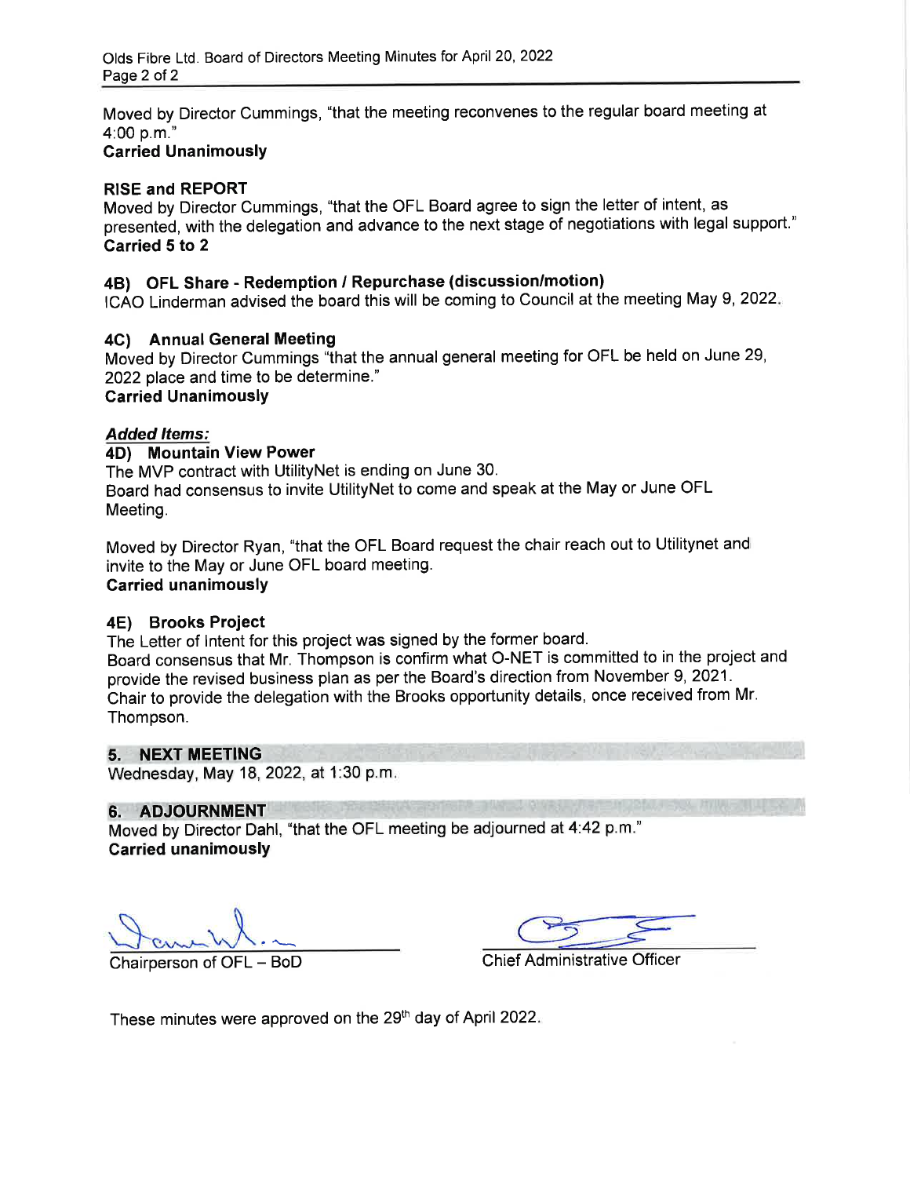Moved by Director Cummings, "that the meeting reconvenes to the regular board meeting at 4:00 p.m."
**Carried Unanimously**

**RISE and REPORT**
Moved by Director Cummings, "that the OFL Board agree to sign the letter of intent, as presented, with the delegation and advance to the next stage of negotiations with legal support."
**Carried 5 to 2**

### 4B) OFL Share - Redemption / Repurchase (discussion/motion)

ICAO Linderman advised the board this will be coming to Council at the meeting May 9, 2022.

### 4C) Annual General Meeting

Moved by Director Cummings "that the annual general meeting for OFL be held on June 29, 2022 place and time to be determine."
**Carried Unanimously**

***Added Items:***

### 4D) Mountain View Power

The MVP contract with UtilityNet is ending on June 30.
Board had consensus to invite UtilityNet to come and speak at the May or June OFL Meeting.

Moved by Director Ryan, "that the OFL Board request the chair reach out to Utilitynet and invite to the May or June OFL board meeting.
**Carried unanimously**

### 4E) Brooks Project

The Letter of Intent for this project was signed by the former board.
Board consensus that Mr. Thompson is confirm what O-NET is committed to in the project and provide the revised business plan as per the Board's direction from November 9, 2021.
Chair to provide the delegation with the Brooks opportunity details, once received from Mr. Thompson.

## 5. NEXT MEETING

Wednesday, May 18, 2022, at 1:30 p.m.

## 6. ADJOURNMENT

Moved by Director Dahl, "that the OFL meeting be adjourned at 4:42 p.m."
**Carried unanimously**

Chairperson of OFL – BoD

Chief Administrative Officer

These minutes were approved on the 29th day of April 2022.